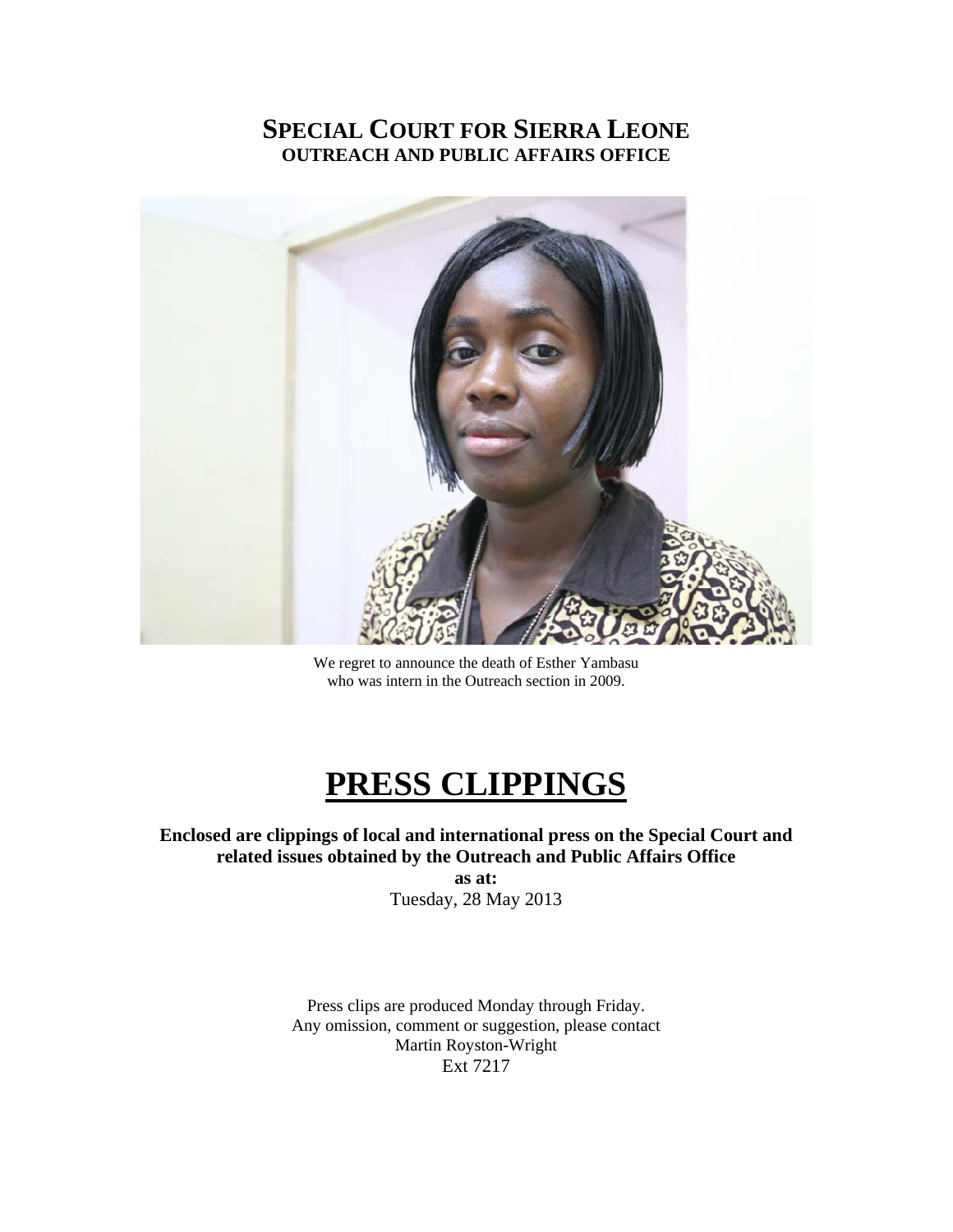# SPECIAL COURT FOR SIERRA LEONE
## OUTREACH AND PUBLIC AFFAIRS OFFICE

We regret to announce the death of Esther Yambasu
who was intern in the Outreach section in 2009.

# PRESS CLIPPINGS

**Enclosed are clippings of local and international press on the Special Court and related issues obtained by the Outreach and Public Affairs Office**

**as at:**

Tuesday, 28 May 2013

Press clips are produced Monday through Friday.
Any omission, comment or suggestion, please contact
Martin Royston-Wright
Ext 7217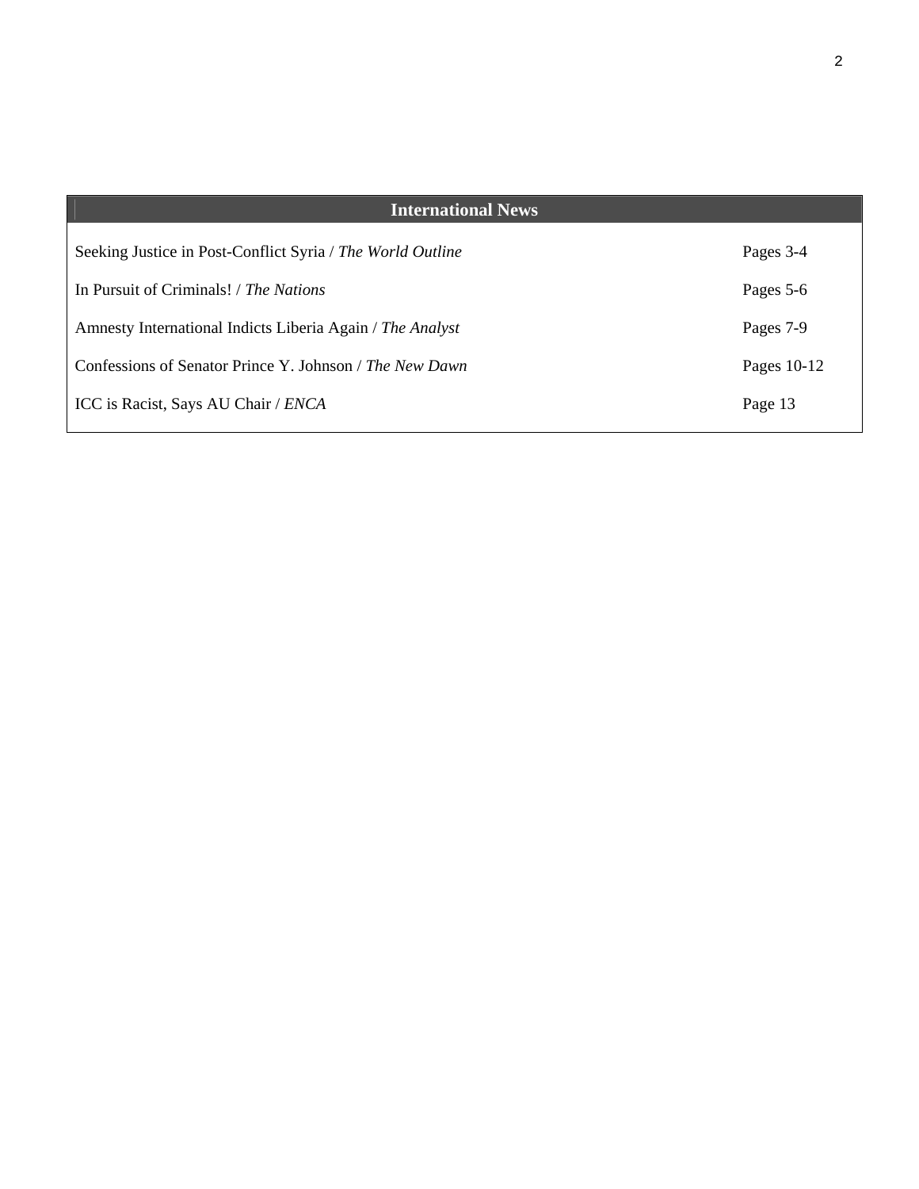| International News | |
| --- | --- |
| Seeking Justice in Post-Conflict Syria / *The World Outline* | Pages 3-4 |
| In Pursuit of Criminals! / *The Nations* | Pages 5-6 |
| Amnesty International Indicts Liberia Again / *The Analyst* | Pages 7-9 |
| Confessions of Senator Prince Y. Johnson / *The New Dawn* | Pages 10-12 |
| ICC is Racist, Says AU Chair / *ENCA* | Page 13 |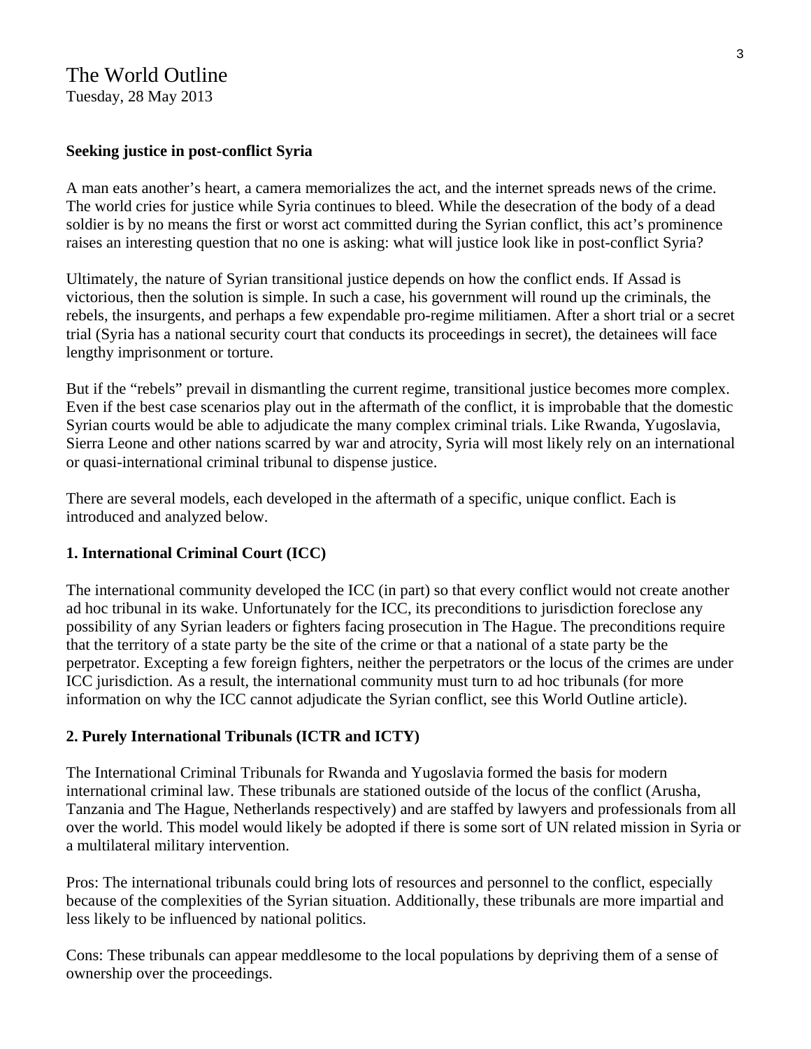The World Outline
Tuesday, 28 May 2013

**Seeking justice in post-conflict Syria**

A man eats another's heart, a camera memorializes the act, and the internet spreads news of the crime. The world cries for justice while Syria continues to bleed. While the desecration of the body of a dead soldier is by no means the first or worst act committed during the Syrian conflict, this act's prominence raises an interesting question that no one is asking: what will justice look like in post-conflict Syria?

Ultimately, the nature of Syrian transitional justice depends on how the conflict ends. If Assad is victorious, then the solution is simple. In such a case, his government will round up the criminals, the rebels, the insurgents, and perhaps a few expendable pro-regime militiamen. After a short trial or a secret trial (Syria has a national security court that conducts its proceedings in secret), the detainees will face lengthy imprisonment or torture.

But if the "rebels" prevail in dismantling the current regime, transitional justice becomes more complex. Even if the best case scenarios play out in the aftermath of the conflict, it is improbable that the domestic Syrian courts would be able to adjudicate the many complex criminal trials. Like Rwanda, Yugoslavia, Sierra Leone and other nations scarred by war and atrocity, Syria will most likely rely on an international or quasi-international criminal tribunal to dispense justice.

There are several models, each developed in the aftermath of a specific, unique conflict. Each is introduced and analyzed below.

**1. International Criminal Court (ICC)**

The international community developed the ICC (in part) so that every conflict would not create another ad hoc tribunal in its wake. Unfortunately for the ICC, its preconditions to jurisdiction foreclose any possibility of any Syrian leaders or fighters facing prosecution in The Hague. The preconditions require that the territory of a state party be the site of the crime or that a national of a state party be the perpetrator. Excepting a few foreign fighters, neither the perpetrators or the locus of the crimes are under ICC jurisdiction. As a result, the international community must turn to ad hoc tribunals (for more information on why the ICC cannot adjudicate the Syrian conflict, see this World Outline article).

**2. Purely International Tribunals (ICTR and ICTY)**

The International Criminal Tribunals for Rwanda and Yugoslavia formed the basis for modern international criminal law. These tribunals are stationed outside of the locus of the conflict (Arusha, Tanzania and The Hague, Netherlands respectively) and are staffed by lawyers and professionals from all over the world. This model would likely be adopted if there is some sort of UN related mission in Syria or a multilateral military intervention.

Pros: The international tribunals could bring lots of resources and personnel to the conflict, especially because of the complexities of the Syrian situation. Additionally, these tribunals are more impartial and less likely to be influenced by national politics.

Cons: These tribunals can appear meddlesome to the local populations by depriving them of a sense of ownership over the proceedings.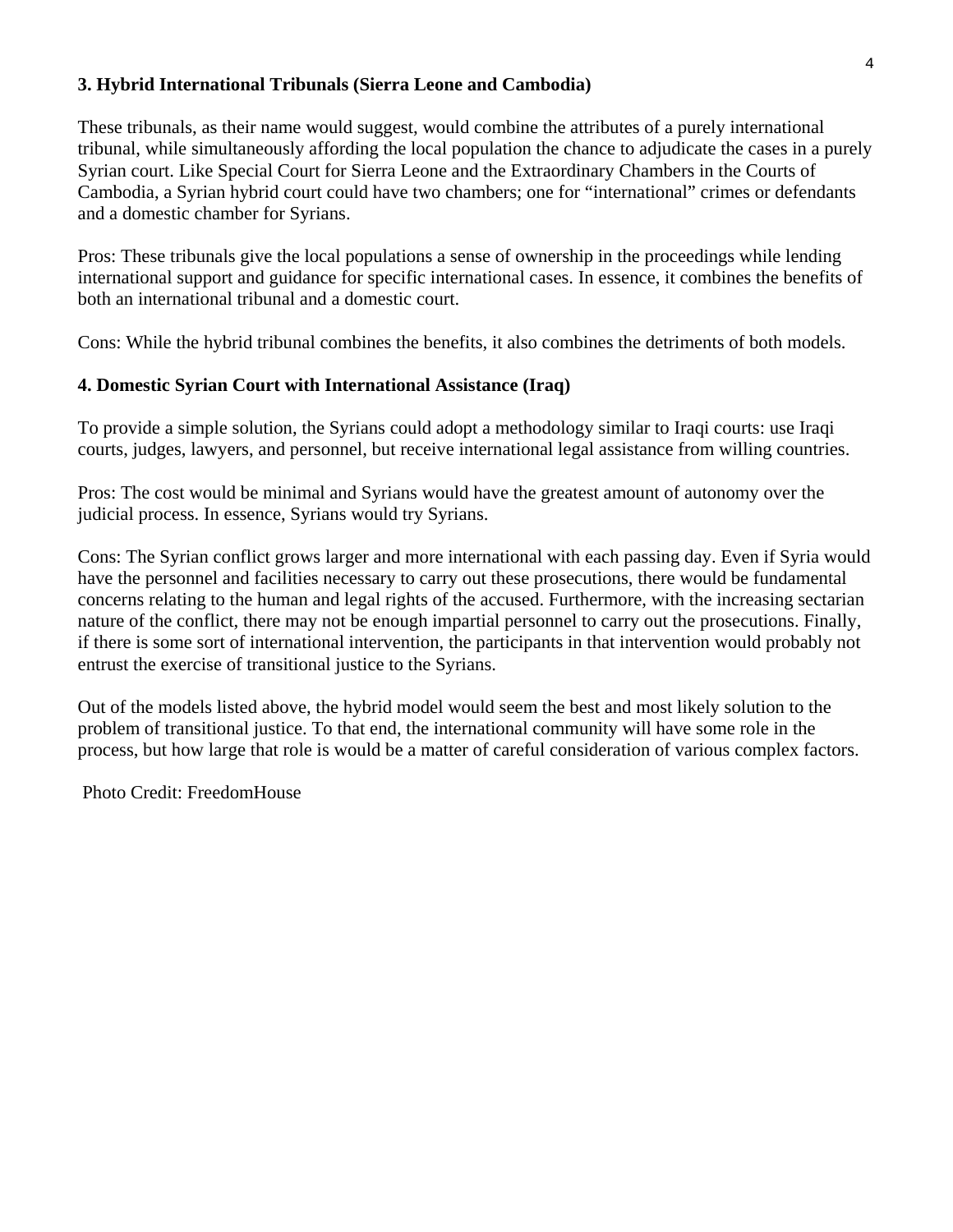### 3. Hybrid International Tribunals (Sierra Leone and Cambodia)

These tribunals, as their name would suggest, would combine the attributes of a purely international tribunal, while simultaneously affording the local population the chance to adjudicate the cases in a purely Syrian court. Like Special Court for Sierra Leone and the Extraordinary Chambers in the Courts of Cambodia, a Syrian hybrid court could have two chambers; one for "international" crimes or defendants and a domestic chamber for Syrians.

Pros: These tribunals give the local populations a sense of ownership in the proceedings while lending international support and guidance for specific international cases. In essence, it combines the benefits of both an international tribunal and a domestic court.

Cons: While the hybrid tribunal combines the benefits, it also combines the detriments of both models.

### 4. Domestic Syrian Court with International Assistance (Iraq)

To provide a simple solution, the Syrians could adopt a methodology similar to Iraqi courts: use Iraqi courts, judges, lawyers, and personnel, but receive international legal assistance from willing countries.

Pros: The cost would be minimal and Syrians would have the greatest amount of autonomy over the judicial process. In essence, Syrians would try Syrians.

Cons: The Syrian conflict grows larger and more international with each passing day. Even if Syria would have the personnel and facilities necessary to carry out these prosecutions, there would be fundamental concerns relating to the human and legal rights of the accused. Furthermore, with the increasing sectarian nature of the conflict, there may not be enough impartial personnel to carry out the prosecutions. Finally, if there is some sort of international intervention, the participants in that intervention would probably not entrust the exercise of transitional justice to the Syrians.

Out of the models listed above, the hybrid model would seem the best and most likely solution to the problem of transitional justice. To that end, the international community will have some role in the process, but how large that role is would be a matter of careful consideration of various complex factors.

Photo Credit: FreedomHouse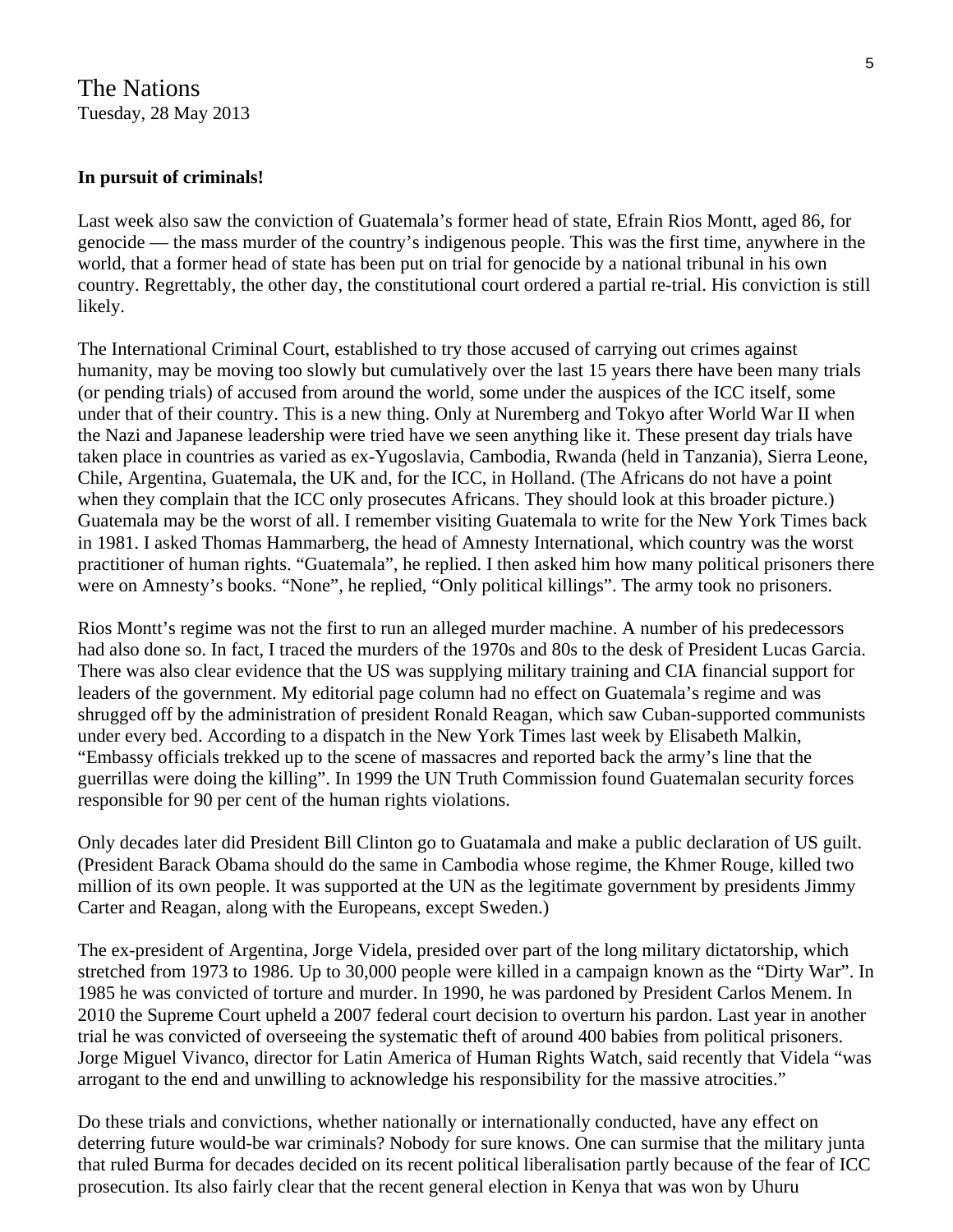The Nations
Tuesday, 28 May 2013

**In pursuit of criminals!**

Last week also saw the conviction of Guatemala's former head of state, Efrain Rios Montt, aged 86, for genocide — the mass murder of the country's indigenous people. This was the first time, anywhere in the world, that a former head of state has been put on trial for genocide by a national tribunal in his own country. Regrettably, the other day, the constitutional court ordered a partial re-trial. His conviction is still likely.

The International Criminal Court, established to try those accused of carrying out crimes against humanity, may be moving too slowly but cumulatively over the last 15 years there have been many trials (or pending trials) of accused from around the world, some under the auspices of the ICC itself, some under that of their country. This is a new thing. Only at Nuremberg and Tokyo after World War II when the Nazi and Japanese leadership were tried have we seen anything like it. These present day trials have taken place in countries as varied as ex-Yugoslavia, Cambodia, Rwanda (held in Tanzania), Sierra Leone, Chile, Argentina, Guatemala, the UK and, for the ICC, in Holland. (The Africans do not have a point when they complain that the ICC only prosecutes Africans. They should look at this broader picture.) Guatemala may be the worst of all. I remember visiting Guatemala to write for the New York Times back in 1981. I asked Thomas Hammarberg, the head of Amnesty International, which country was the worst practitioner of human rights. "Guatemala", he replied. I then asked him how many political prisoners there were on Amnesty's books. "None", he replied, "Only political killings". The army took no prisoners.

Rios Montt's regime was not the first to run an alleged murder machine. A number of his predecessors had also done so. In fact, I traced the murders of the 1970s and 80s to the desk of President Lucas Garcia. There was also clear evidence that the US was supplying military training and CIA financial support for leaders of the government. My editorial page column had no effect on Guatemala's regime and was shrugged off by the administration of president Ronald Reagan, which saw Cuban-supported communists under every bed. According to a dispatch in the New York Times last week by Elisabeth Malkin, "Embassy officials trekked up to the scene of massacres and reported back the army's line that the guerrillas were doing the killing". In 1999 the UN Truth Commission found Guatemalan security forces responsible for 90 per cent of the human rights violations.

Only decades later did President Bill Clinton go to Guatamala and make a public declaration of US guilt. (President Barack Obama should do the same in Cambodia whose regime, the Khmer Rouge, killed two million of its own people. It was supported at the UN as the legitimate government by presidents Jimmy Carter and Reagan, along with the Europeans, except Sweden.)

The ex-president of Argentina, Jorge Videla, presided over part of the long military dictatorship, which stretched from 1973 to 1986. Up to 30,000 people were killed in a campaign known as the "Dirty War". In 1985 he was convicted of torture and murder. In 1990, he was pardoned by President Carlos Menem. In 2010 the Supreme Court upheld a 2007 federal court decision to overturn his pardon. Last year in another trial he was convicted of overseeing the systematic theft of around 400 babies from political prisoners. Jorge Miguel Vivanco, director for Latin America of Human Rights Watch, said recently that Videla "was arrogant to the end and unwilling to acknowledge his responsibility for the massive atrocities."

Do these trials and convictions, whether nationally or internationally conducted, have any effect on deterring future would-be war criminals? Nobody for sure knows. One can surmise that the military junta that ruled Burma for decades decided on its recent political liberalisation partly because of the fear of ICC prosecution. Its also fairly clear that the recent general election in Kenya that was won by Uhuru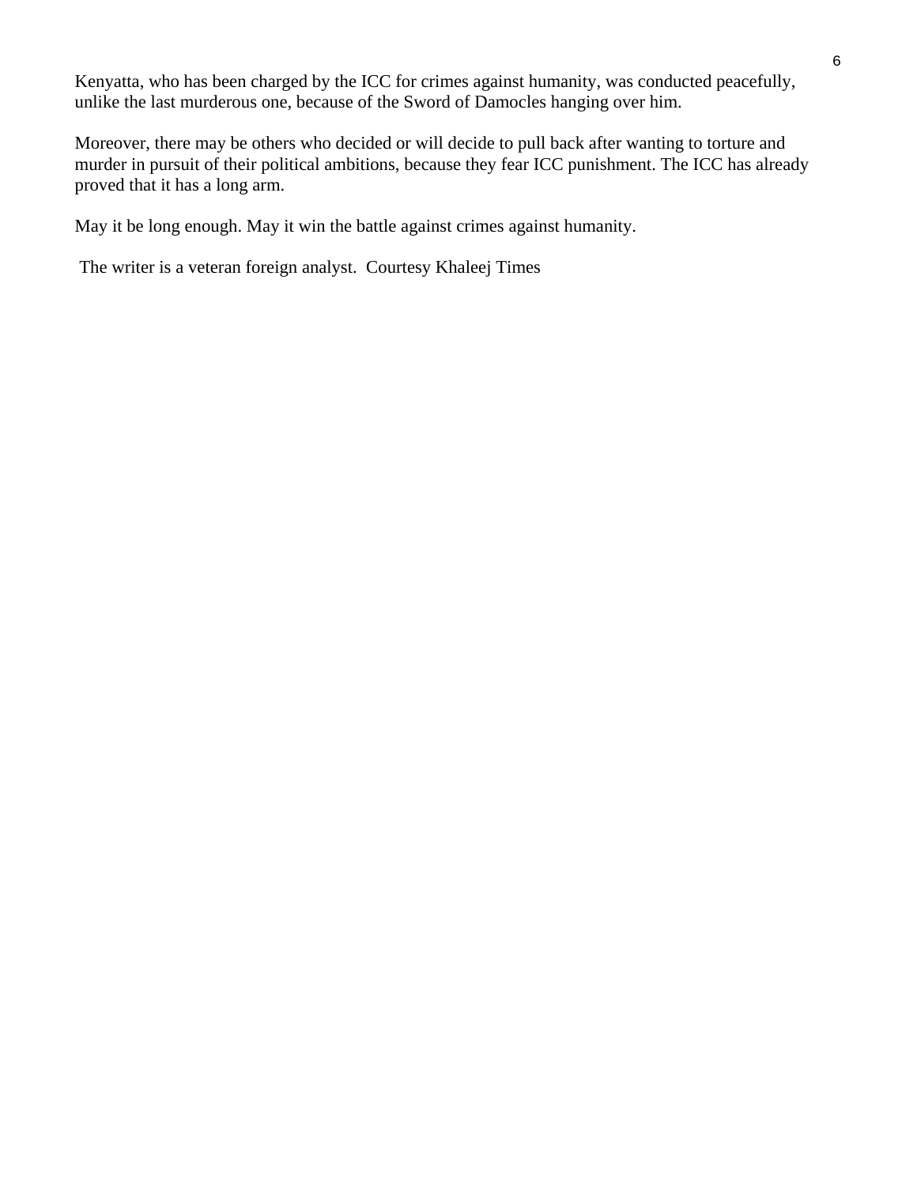Kenyatta, who has been charged by the ICC for crimes against humanity, was conducted peacefully, unlike the last murderous one, because of the Sword of Damocles hanging over him.

Moreover, there may be others who decided or will decide to pull back after wanting to torture and murder in pursuit of their political ambitions, because they fear ICC punishment. The ICC has already proved that it has a long arm.

May it be long enough. May it win the battle against crimes against humanity.

The writer is a veteran foreign analyst. Courtesy Khaleej Times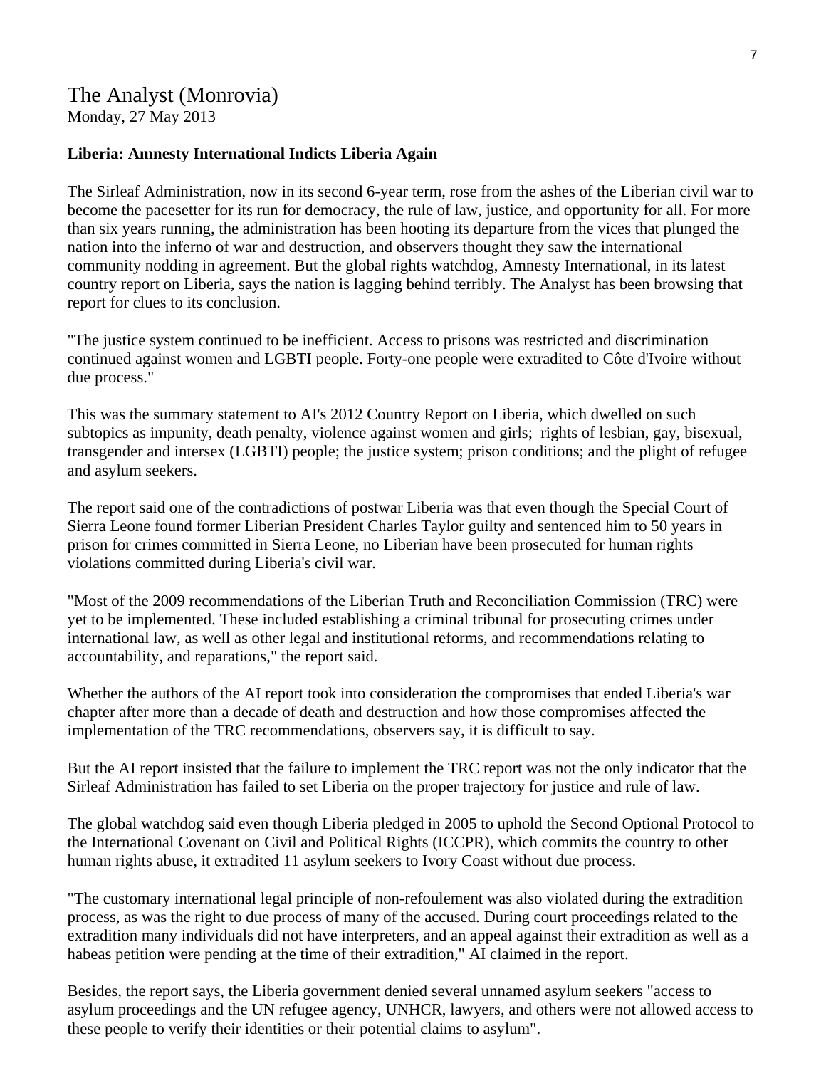## The Analyst (Monrovia)

Monday, 27 May 2013

**Liberia: Amnesty International Indicts Liberia Again**

The Sirleaf Administration, now in its second 6-year term, rose from the ashes of the Liberian civil war to become the pacesetter for its run for democracy, the rule of law, justice, and opportunity for all. For more than six years running, the administration has been hooting its departure from the vices that plunged the nation into the inferno of war and destruction, and observers thought they saw the international community nodding in agreement. But the global rights watchdog, Amnesty International, in its latest country report on Liberia, says the nation is lagging behind terribly. The Analyst has been browsing that report for clues to its conclusion.

"The justice system continued to be inefficient. Access to prisons was restricted and discrimination continued against women and LGBTI people. Forty-one people were extradited to Côte d'Ivoire without due process."

This was the summary statement to AI's 2012 Country Report on Liberia, which dwelled on such subtopics as impunity, death penalty, violence against women and girls; rights of lesbian, gay, bisexual, transgender and intersex (LGBTI) people; the justice system; prison conditions; and the plight of refugee and asylum seekers.

The report said one of the contradictions of postwar Liberia was that even though the Special Court of Sierra Leone found former Liberian President Charles Taylor guilty and sentenced him to 50 years in prison for crimes committed in Sierra Leone, no Liberian have been prosecuted for human rights violations committed during Liberia's civil war.

"Most of the 2009 recommendations of the Liberian Truth and Reconciliation Commission (TRC) were yet to be implemented. These included establishing a criminal tribunal for prosecuting crimes under international law, as well as other legal and institutional reforms, and recommendations relating to accountability, and reparations," the report said.

Whether the authors of the AI report took into consideration the compromises that ended Liberia's war chapter after more than a decade of death and destruction and how those compromises affected the implementation of the TRC recommendations, observers say, it is difficult to say.

But the AI report insisted that the failure to implement the TRC report was not the only indicator that the Sirleaf Administration has failed to set Liberia on the proper trajectory for justice and rule of law.

The global watchdog said even though Liberia pledged in 2005 to uphold the Second Optional Protocol to the International Covenant on Civil and Political Rights (ICCPR), which commits the country to other human rights abuse, it extradited 11 asylum seekers to Ivory Coast without due process.

"The customary international legal principle of non-refoulement was also violated during the extradition process, as was the right to due process of many of the accused. During court proceedings related to the extradition many individuals did not have interpreters, and an appeal against their extradition as well as a habeas petition were pending at the time of their extradition," AI claimed in the report.

Besides, the report says, the Liberia government denied several unnamed asylum seekers "access to asylum proceedings and the UN refugee agency, UNHCR, lawyers, and others were not allowed access to these people to verify their identities or their potential claims to asylum".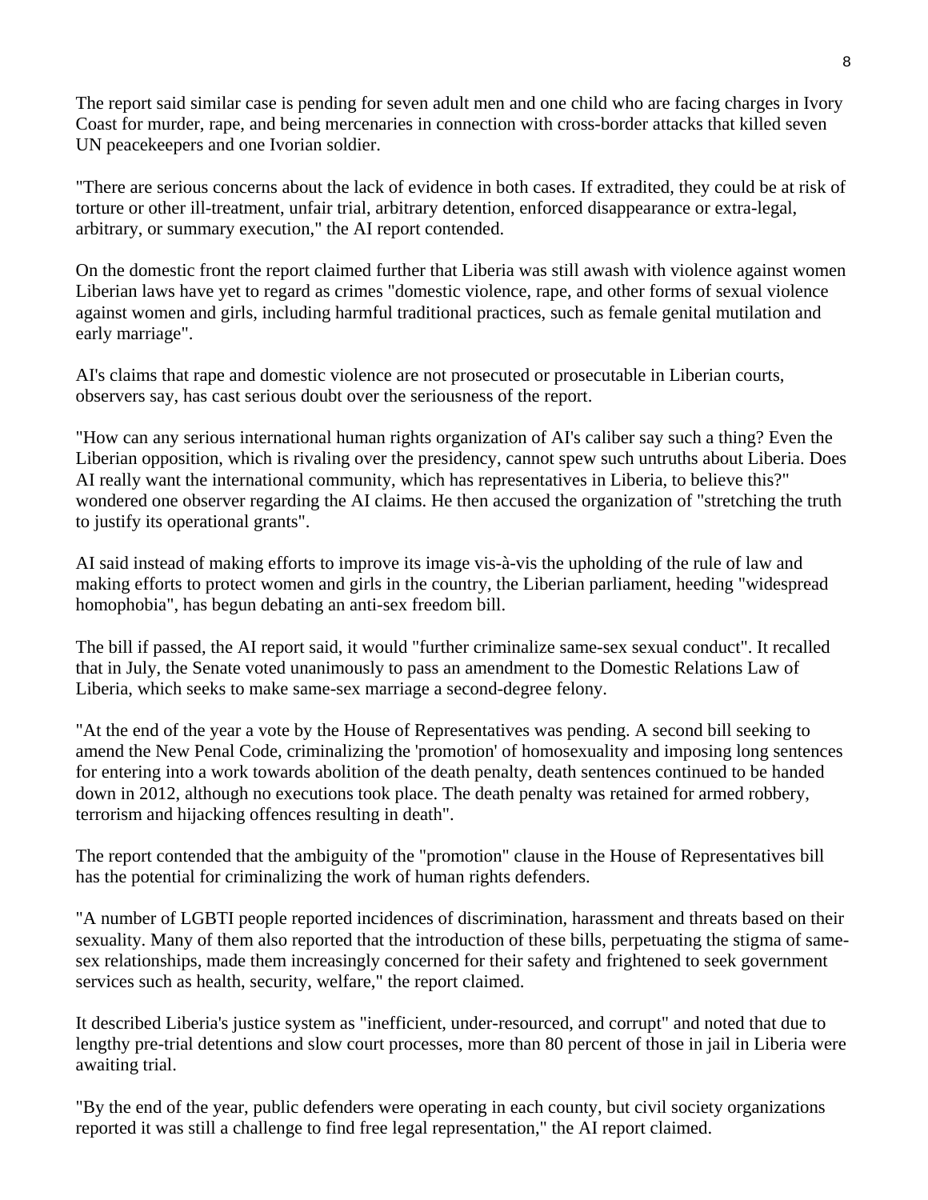The report said similar case is pending for seven adult men and one child who are facing charges in Ivory Coast for murder, rape, and being mercenaries in connection with cross-border attacks that killed seven UN peacekeepers and one Ivorian soldier.

"There are serious concerns about the lack of evidence in both cases. If extradited, they could be at risk of torture or other ill-treatment, unfair trial, arbitrary detention, enforced disappearance or extra-legal, arbitrary, or summary execution," the AI report contended.

On the domestic front the report claimed further that Liberia was still awash with violence against women Liberian laws have yet to regard as crimes "domestic violence, rape, and other forms of sexual violence against women and girls, including harmful traditional practices, such as female genital mutilation and early marriage".

AI's claims that rape and domestic violence are not prosecuted or prosecutable in Liberian courts, observers say, has cast serious doubt over the seriousness of the report.

"How can any serious international human rights organization of AI's caliber say such a thing? Even the Liberian opposition, which is rivaling over the presidency, cannot spew such untruths about Liberia. Does AI really want the international community, which has representatives in Liberia, to believe this?" wondered one observer regarding the AI claims. He then accused the organization of "stretching the truth to justify its operational grants".

AI said instead of making efforts to improve its image vis-à-vis the upholding of the rule of law and making efforts to protect women and girls in the country, the Liberian parliament, heeding "widespread homophobia", has begun debating an anti-sex freedom bill.

The bill if passed, the AI report said, it would "further criminalize same-sex sexual conduct". It recalled that in July, the Senate voted unanimously to pass an amendment to the Domestic Relations Law of Liberia, which seeks to make same-sex marriage a second-degree felony.

"At the end of the year a vote by the House of Representatives was pending. A second bill seeking to amend the New Penal Code, criminalizing the 'promotion' of homosexuality and imposing long sentences for entering into a work towards abolition of the death penalty, death sentences continued to be handed down in 2012, although no executions took place. The death penalty was retained for armed robbery, terrorism and hijacking offences resulting in death".

The report contended that the ambiguity of the "promotion" clause in the House of Representatives bill has the potential for criminalizing the work of human rights defenders.

"A number of LGBTI people reported incidences of discrimination, harassment and threats based on their sexuality. Many of them also reported that the introduction of these bills, perpetuating the stigma of same-sex relationships, made them increasingly concerned for their safety and frightened to seek government services such as health, security, welfare," the report claimed.

It described Liberia's justice system as "inefficient, under-resourced, and corrupt" and noted that due to lengthy pre-trial detentions and slow court processes, more than 80 percent of those in jail in Liberia were awaiting trial.

"By the end of the year, public defenders were operating in each county, but civil society organizations reported it was still a challenge to find free legal representation," the AI report claimed.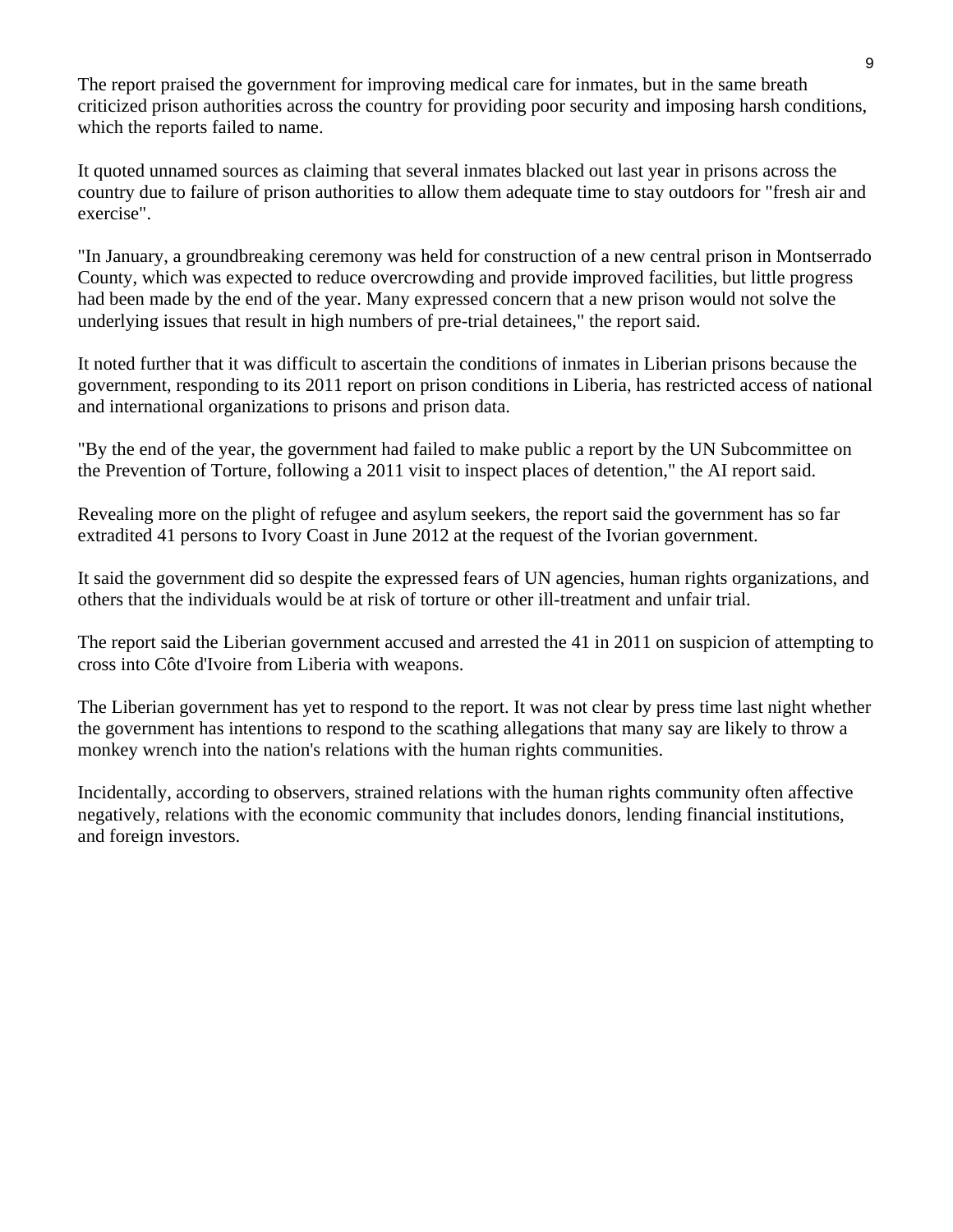The report praised the government for improving medical care for inmates, but in the same breath criticized prison authorities across the country for providing poor security and imposing harsh conditions, which the reports failed to name.

It quoted unnamed sources as claiming that several inmates blacked out last year in prisons across the country due to failure of prison authorities to allow them adequate time to stay outdoors for "fresh air and exercise".

"In January, a groundbreaking ceremony was held for construction of a new central prison in Montserrado County, which was expected to reduce overcrowding and provide improved facilities, but little progress had been made by the end of the year. Many expressed concern that a new prison would not solve the underlying issues that result in high numbers of pre-trial detainees," the report said.

It noted further that it was difficult to ascertain the conditions of inmates in Liberian prisons because the government, responding to its 2011 report on prison conditions in Liberia, has restricted access of national and international organizations to prisons and prison data.

"By the end of the year, the government had failed to make public a report by the UN Subcommittee on the Prevention of Torture, following a 2011 visit to inspect places of detention," the AI report said.

Revealing more on the plight of refugee and asylum seekers, the report said the government has so far extradited 41 persons to Ivory Coast in June 2012 at the request of the Ivorian government.

It said the government did so despite the expressed fears of UN agencies, human rights organizations, and others that the individuals would be at risk of torture or other ill-treatment and unfair trial.

The report said the Liberian government accused and arrested the 41 in 2011 on suspicion of attempting to cross into Côte d'Ivoire from Liberia with weapons.

The Liberian government has yet to respond to the report. It was not clear by press time last night whether the government has intentions to respond to the scathing allegations that many say are likely to throw a monkey wrench into the nation's relations with the human rights communities.

Incidentally, according to observers, strained relations with the human rights community often affective negatively, relations with the economic community that includes donors, lending financial institutions, and foreign investors.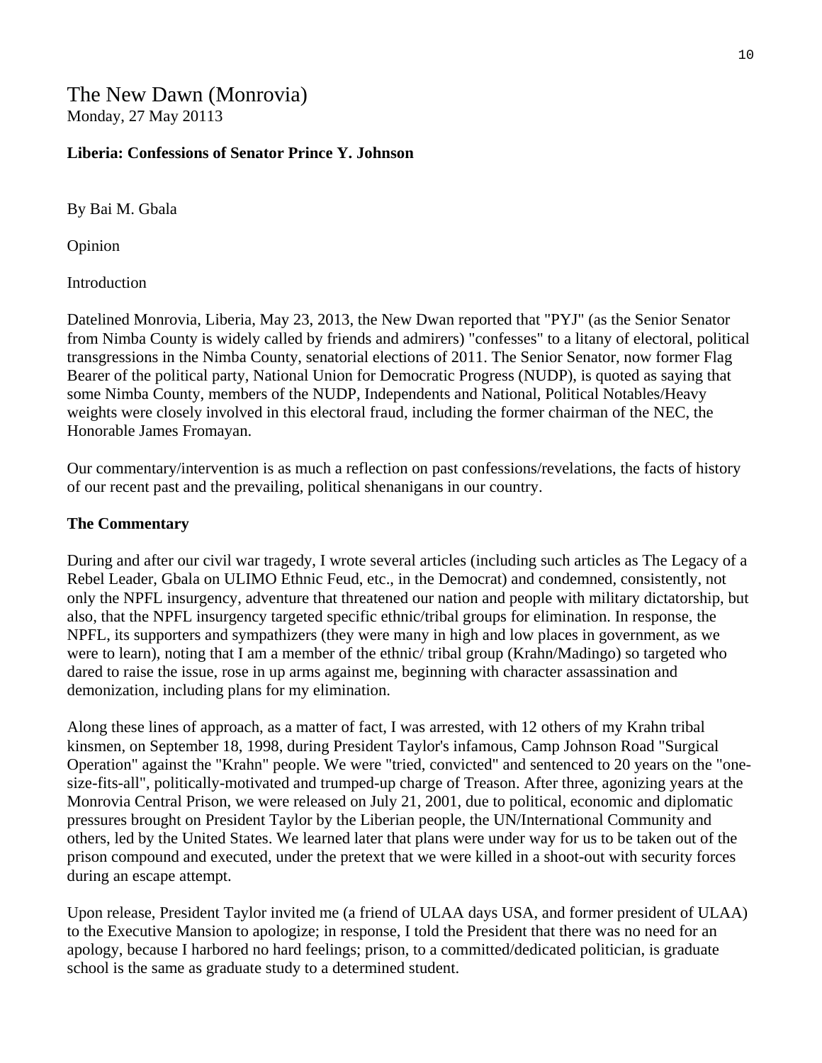The New Dawn (Monrovia)
Monday, 27 May 20113

**Liberia: Confessions of Senator Prince Y. Johnson**

By Bai M. Gbala

Opinion

Introduction

Datelined Monrovia, Liberia, May 23, 2013, the New Dwan reported that "PYJ" (as the Senior Senator from Nimba County is widely called by friends and admirers) "confesses" to a litany of electoral, political transgressions in the Nimba County, senatorial elections of 2011. The Senior Senator, now former Flag Bearer of the political party, National Union for Democratic Progress (NUDP), is quoted as saying that some Nimba County, members of the NUDP, Independents and National, Political Notables/Heavy weights were closely involved in this electoral fraud, including the former chairman of the NEC, the Honorable James Fromayan.

Our commentary/intervention is as much a reflection on past confessions/revelations, the facts of history of our recent past and the prevailing, political shenanigans in our country.

**The Commentary**

During and after our civil war tragedy, I wrote several articles (including such articles as The Legacy of a Rebel Leader, Gbala on ULIMO Ethnic Feud, etc., in the Democrat) and condemned, consistently, not only the NPFL insurgency, adventure that threatened our nation and people with military dictatorship, but also, that the NPFL insurgency targeted specific ethnic/tribal groups for elimination. In response, the NPFL, its supporters and sympathizers (they were many in high and low places in government, as we were to learn), noting that I am a member of the ethnic/ tribal group (Krahn/Madingo) so targeted who dared to raise the issue, rose in up arms against me, beginning with character assassination and demonization, including plans for my elimination.

Along these lines of approach, as a matter of fact, I was arrested, with 12 others of my Krahn tribal kinsmen, on September 18, 1998, during President Taylor's infamous, Camp Johnson Road "Surgical Operation" against the "Krahn" people. We were "tried, convicted" and sentenced to 20 years on the "one-size-fits-all", politically-motivated and trumped-up charge of Treason. After three, agonizing years at the Monrovia Central Prison, we were released on July 21, 2001, due to political, economic and diplomatic pressures brought on President Taylor by the Liberian people, the UN/International Community and others, led by the United States. We learned later that plans were under way for us to be taken out of the prison compound and executed, under the pretext that we were killed in a shoot-out with security forces during an escape attempt.

Upon release, President Taylor invited me (a friend of ULAA days USA, and former president of ULAA) to the Executive Mansion to apologize; in response, I told the President that there was no need for an apology, because I harbored no hard feelings; prison, to a committed/dedicated politician, is graduate school is the same as graduate study to a determined student.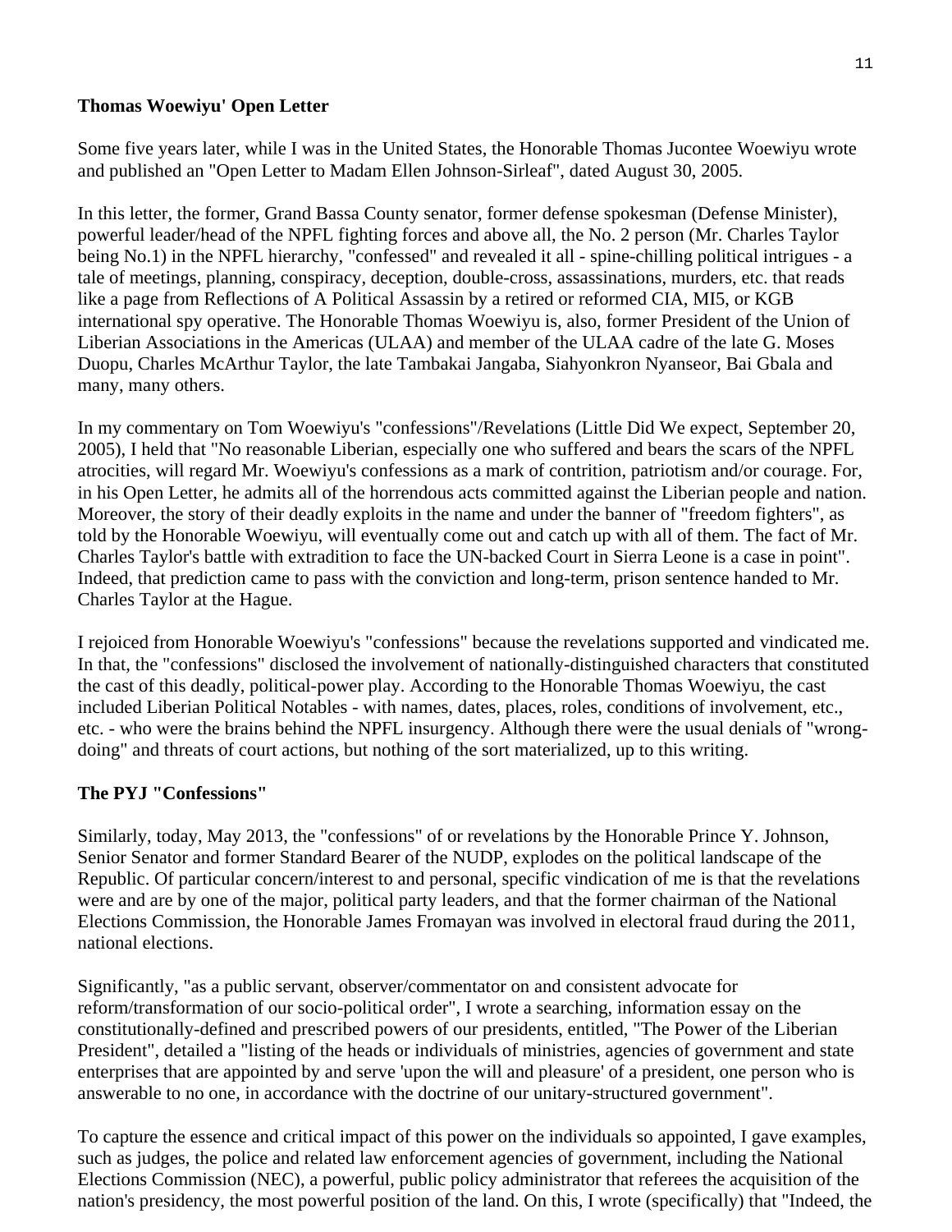**Thomas Woewiyu' Open Letter**

Some five years later, while I was in the United States, the Honorable Thomas Jucontee Woewiyu wrote and published an "Open Letter to Madam Ellen Johnson-Sirleaf", dated August 30, 2005.

In this letter, the former, Grand Bassa County senator, former defense spokesman (Defense Minister), powerful leader/head of the NPFL fighting forces and above all, the No. 2 person (Mr. Charles Taylor being No.1) in the NPFL hierarchy, "confessed" and revealed it all - spine-chilling political intrigues - a tale of meetings, planning, conspiracy, deception, double-cross, assassinations, murders, etc. that reads like a page from Reflections of A Political Assassin by a retired or reformed CIA, MI5, or KGB international spy operative. The Honorable Thomas Woewiyu is, also, former President of the Union of Liberian Associations in the Americas (ULAA) and member of the ULAA cadre of the late G. Moses Duopu, Charles McArthur Taylor, the late Tambakai Jangaba, Siahyonkron Nyanseor, Bai Gbala and many, many others.

In my commentary on Tom Woewiyu's "confessions"/Revelations (Little Did We expect, September 20, 2005), I held that "No reasonable Liberian, especially one who suffered and bears the scars of the NPFL atrocities, will regard Mr. Woewiyu's confessions as a mark of contrition, patriotism and/or courage. For, in his Open Letter, he admits all of the horrendous acts committed against the Liberian people and nation. Moreover, the story of their deadly exploits in the name and under the banner of "freedom fighters", as told by the Honorable Woewiyu, will eventually come out and catch up with all of them. The fact of Mr. Charles Taylor's battle with extradition to face the UN-backed Court in Sierra Leone is a case in point". Indeed, that prediction came to pass with the conviction and long-term, prison sentence handed to Mr. Charles Taylor at the Hague.

I rejoiced from Honorable Woewiyu's "confessions" because the revelations supported and vindicated me. In that, the "confessions" disclosed the involvement of nationally-distinguished characters that constituted the cast of this deadly, political-power play. According to the Honorable Thomas Woewiyu, the cast included Liberian Political Notables - with names, dates, places, roles, conditions of involvement, etc., etc. - who were the brains behind the NPFL insurgency. Although there were the usual denials of "wrong-doing" and threats of court actions, but nothing of the sort materialized, up to this writing.

**The PYJ "Confessions"**

Similarly, today, May 2013, the "confessions" of or revelations by the Honorable Prince Y. Johnson, Senior Senator and former Standard Bearer of the NUDP, explodes on the political landscape of the Republic. Of particular concern/interest to and personal, specific vindication of me is that the revelations were and are by one of the major, political party leaders, and that the former chairman of the National Elections Commission, the Honorable James Fromayan was involved in electoral fraud during the 2011, national elections.

Significantly, "as a public servant, observer/commentator on and consistent advocate for reform/transformation of our socio-political order", I wrote a searching, information essay on the constitutionally-defined and prescribed powers of our presidents, entitled, "The Power of the Liberian President", detailed a "listing of the heads or individuals of ministries, agencies of government and state enterprises that are appointed by and serve 'upon the will and pleasure' of a president, one person who is answerable to no one, in accordance with the doctrine of our unitary-structured government".

To capture the essence and critical impact of this power on the individuals so appointed, I gave examples, such as judges, the police and related law enforcement agencies of government, including the National Elections Commission (NEC), a powerful, public policy administrator that referees the acquisition of the nation's presidency, the most powerful position of the land. On this, I wrote (specifically) that "Indeed, the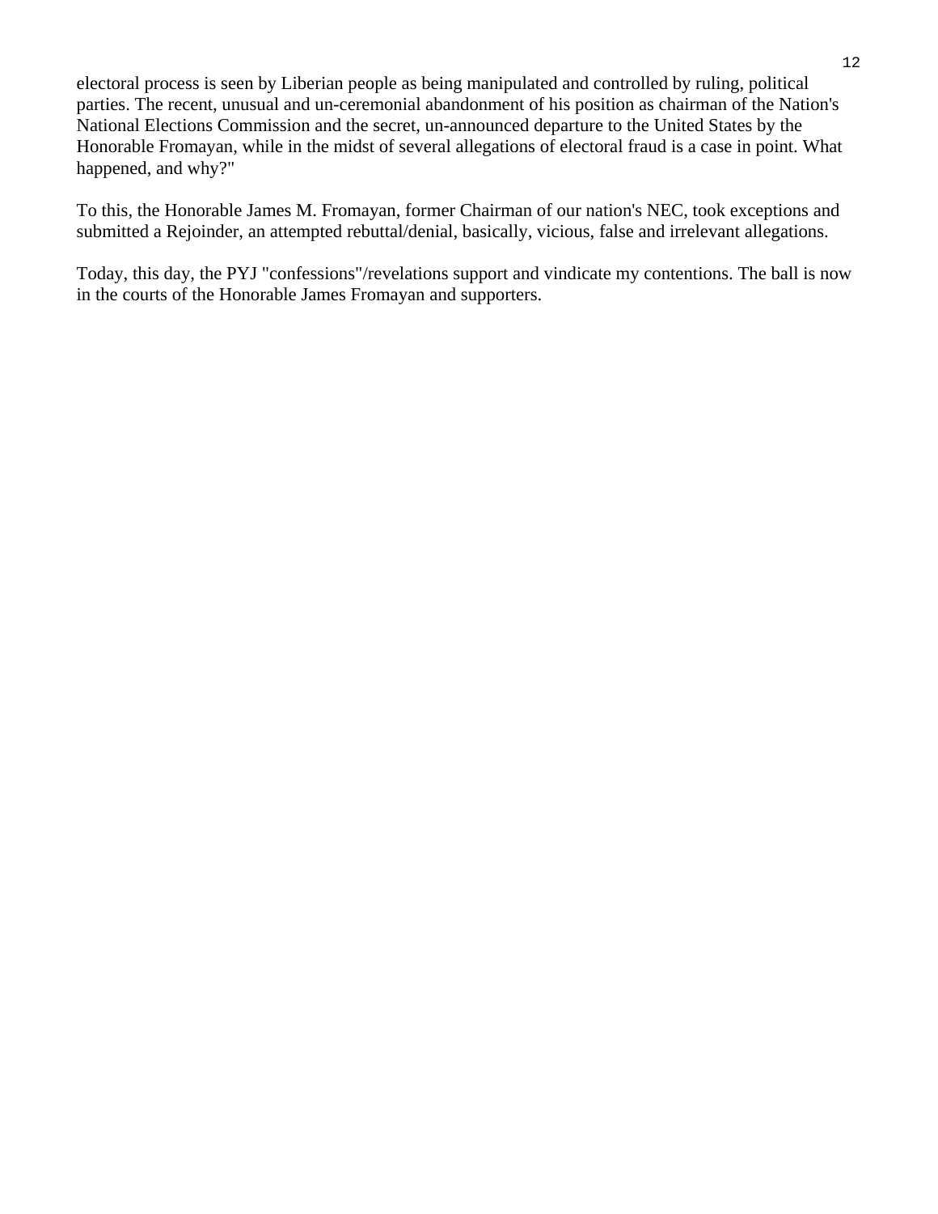electoral process is seen by Liberian people as being manipulated and controlled by ruling, political parties. The recent, unusual and un-ceremonial abandonment of his position as chairman of the Nation's National Elections Commission and the secret, un-announced departure to the United States by the Honorable Fromayan, while in the midst of several allegations of electoral fraud is a case in point. What happened, and why?"

To this, the Honorable James M. Fromayan, former Chairman of our nation's NEC, took exceptions and submitted a Rejoinder, an attempted rebuttal/denial, basically, vicious, false and irrelevant allegations.

Today, this day, the PYJ "confessions"/revelations support and vindicate my contentions. The ball is now in the courts of the Honorable James Fromayan and supporters.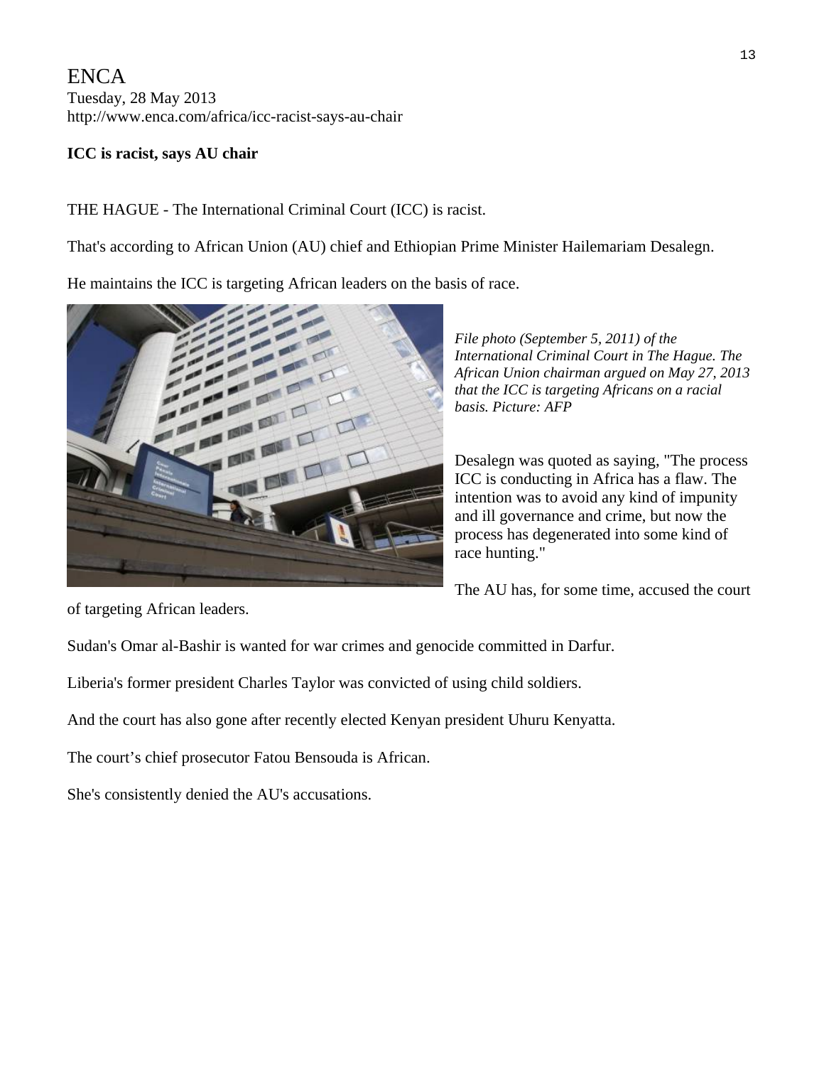ENCA
Tuesday, 28 May 2013
http://www.enca.com/africa/icc-racist-says-au-chair

**ICC is racist, says AU chair**

THE HAGUE - The International Criminal Court (ICC) is racist.

That's according to African Union (AU) chief and Ethiopian Prime Minister Hailemariam Desalegn.

He maintains the ICC is targeting African leaders on the basis of race.

*File photo (September 5, 2011) of the International Criminal Court in The Hague. The African Union chairman argued on May 27, 2013 that the ICC is targeting Africans on a racial basis. Picture: AFP*

Desalegn was quoted as saying, "The process ICC is conducting in Africa has a flaw. The intention was to avoid any kind of impunity and ill governance and crime, but now the process has degenerated into some kind of race hunting."

The AU has, for some time, accused the court of targeting African leaders.

Sudan's Omar al-Bashir is wanted for war crimes and genocide committed in Darfur.

Liberia's former president Charles Taylor was convicted of using child soldiers.

And the court has also gone after recently elected Kenyan president Uhuru Kenyatta.

The court's chief prosecutor Fatou Bensouda is African.

She's consistently denied the AU's accusations.